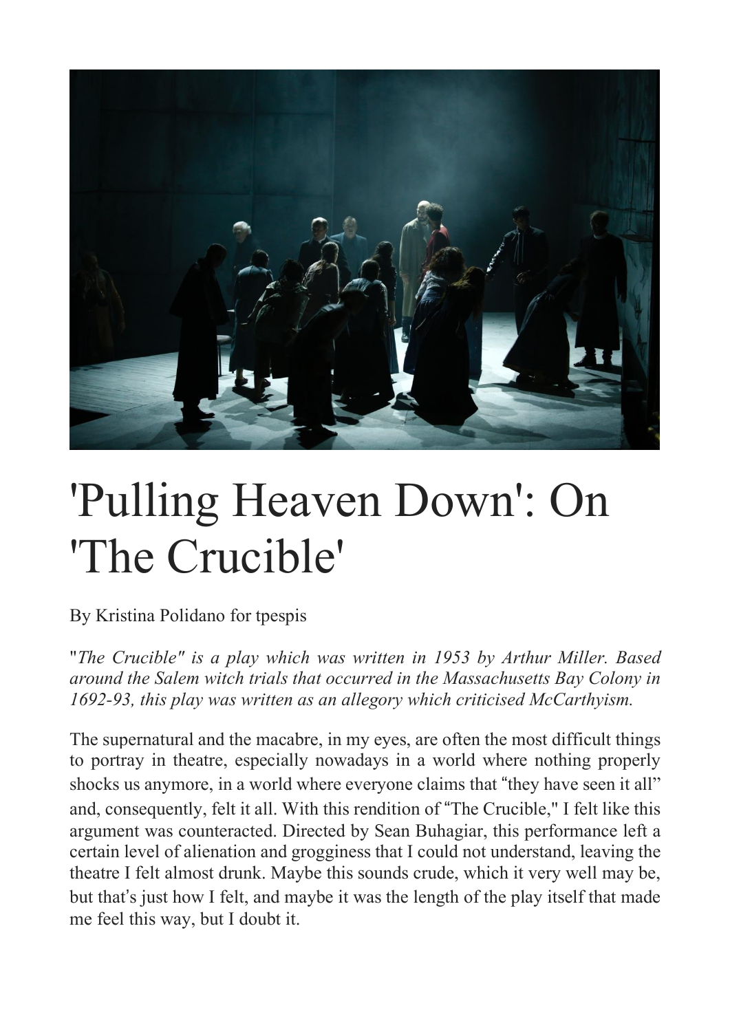# 'Pulling Heaven Down': On 'The Crucible'

By Kristina Polidano for tpespis

"*The Crucible" is a play which was written in 1953 by Arthur Miller. Based around the Salem witch trials that occurred in the Massachusetts Bay Colony in 1692-93, this play was written as an allegory which criticised McCarthyism.*

The supernatural and the macabre, in my eyes, are often the most difficult things to portray in theatre, especially nowadays in a world where nothing properly shocks us anymore, in a world where everyone claims that "they have seen it all" and, consequently, felt it all. With this rendition of "The Crucible," I felt like this argument was counteracted. Directed by Sean Buhagiar, this performance left a certain level of alienation and grogginess that I could not understand, leaving the theatre I felt almost drunk. Maybe this sounds crude, which it very well may be, but that's just how I felt, and maybe it was the length of the play itself that made me feel this way, but I doubt it.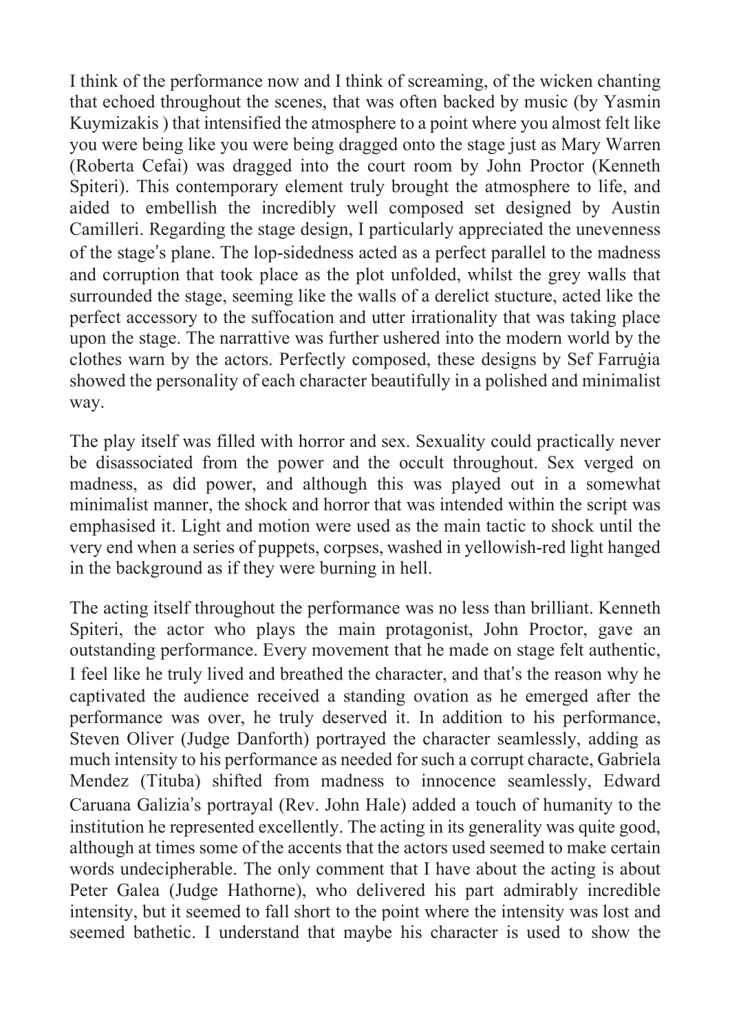I think of the performance now and I think of screaming, of the wicken chanting that echoed throughout the scenes, that was often backed by music (by Yasmin Kuymizakis ) that intensified the atmosphere to a point where you almost felt like you were being like you were being dragged onto the stage just as Mary Warren (Roberta Cefai) was dragged into the court room by John Proctor (Kenneth Spiteri). This contemporary element truly brought the atmosphere to life, and aided to embellish the incredibly well composed set designed by Austin Camilleri. Regarding the stage design, I particularly appreciated the unevenness of the stage's plane. The lop-sidedness acted as a perfect parallel to the madness and corruption that took place as the plot unfolded, whilst the grey walls that surrounded the stage, seeming like the walls of a derelict stucture, acted like the perfect accessory to the suffocation and utter irrationality that was taking place upon the stage. The narrative was further ushered into the modern world by the clothes warn by the actors. Perfectly composed, these designs by Sef Farruġia showed the personality of each character beautifully in a polished and minimalist way.

The play itself was filled with horror and sex. Sexuality could practically never be disassociated from the power and the occult throughout. Sex verged on madness, as did power, and although this was played out in a somewhat minimalist manner, the shock and horror that was intended within the script was emphasised it. Light and motion were used as the main tactic to shock until the very end when a series of puppets, corpses, washed in yellowish-red light hanged in the background as if they were burning in hell.

The acting itself throughout the performance was no less than brilliant. Kenneth Spiteri, the actor who plays the main protagonist, John Proctor, gave an outstanding performance. Every movement that he made on stage felt authentic, I feel like he truly lived and breathed the character, and that's the reason why he captivated the audience received a standing ovation as he emerged after the performance was over, he truly deserved it. In addition to his performance, Steven Oliver (Judge Danforth) portrayed the character seamlessly, adding as much intensity to his performance as needed for such a corrupt characte, Gabriela Mendez (Tituba) shifted from madness to innocence seamlessly, Edward Caruana Galizia's portrayal (Rev. John Hale) added a touch of humanity to the institution he represented excellently. The acting in its generality was quite good, although at times some of the accents that the actors used seemed to make certain words undecipherable. The only comment that I have about the acting is about Peter Galea (Judge Hathorne), who delivered his part admirably incredible intensity, but it seemed to fall short to the point where the intensity was lost and seemed bathetic. I understand that maybe his character is used to show the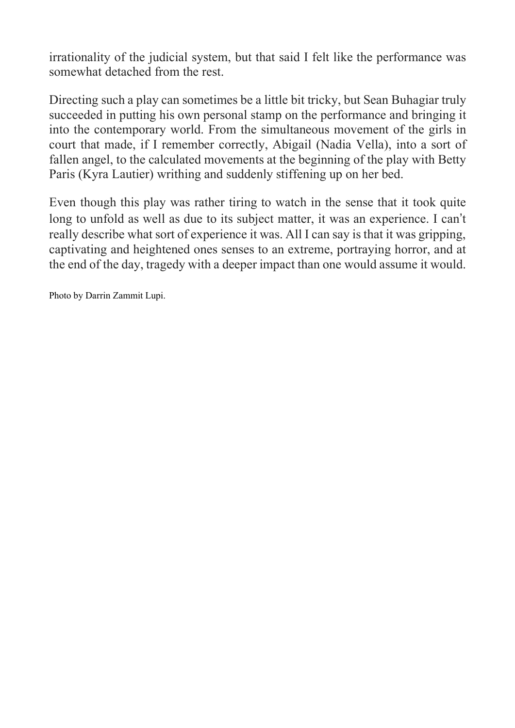irrationality of the judicial system, but that said I felt like the performance was somewhat detached from the rest.

Directing such a play can sometimes be a little bit tricky, but Sean Buhagiar truly succeeded in putting his own personal stamp on the performance and bringing it into the contemporary world. From the simultaneous movement of the girls in court that made, if I remember correctly, Abigail (Nadia Vella), into a sort of fallen angel, to the calculated movements at the beginning of the play with Betty Paris (Kyra Lautier) writhing and suddenly stiffening up on her bed.

Even though this play was rather tiring to watch in the sense that it took quite long to unfold as well as due to its subject matter, it was an experience. I can't really describe what sort of experience it was. All I can say is that it was gripping, captivating and heightened ones senses to an extreme, portraying horror, and at the end of the day, tragedy with a deeper impact than one would assume it would.

Photo by Darrin Zammit Lupi.